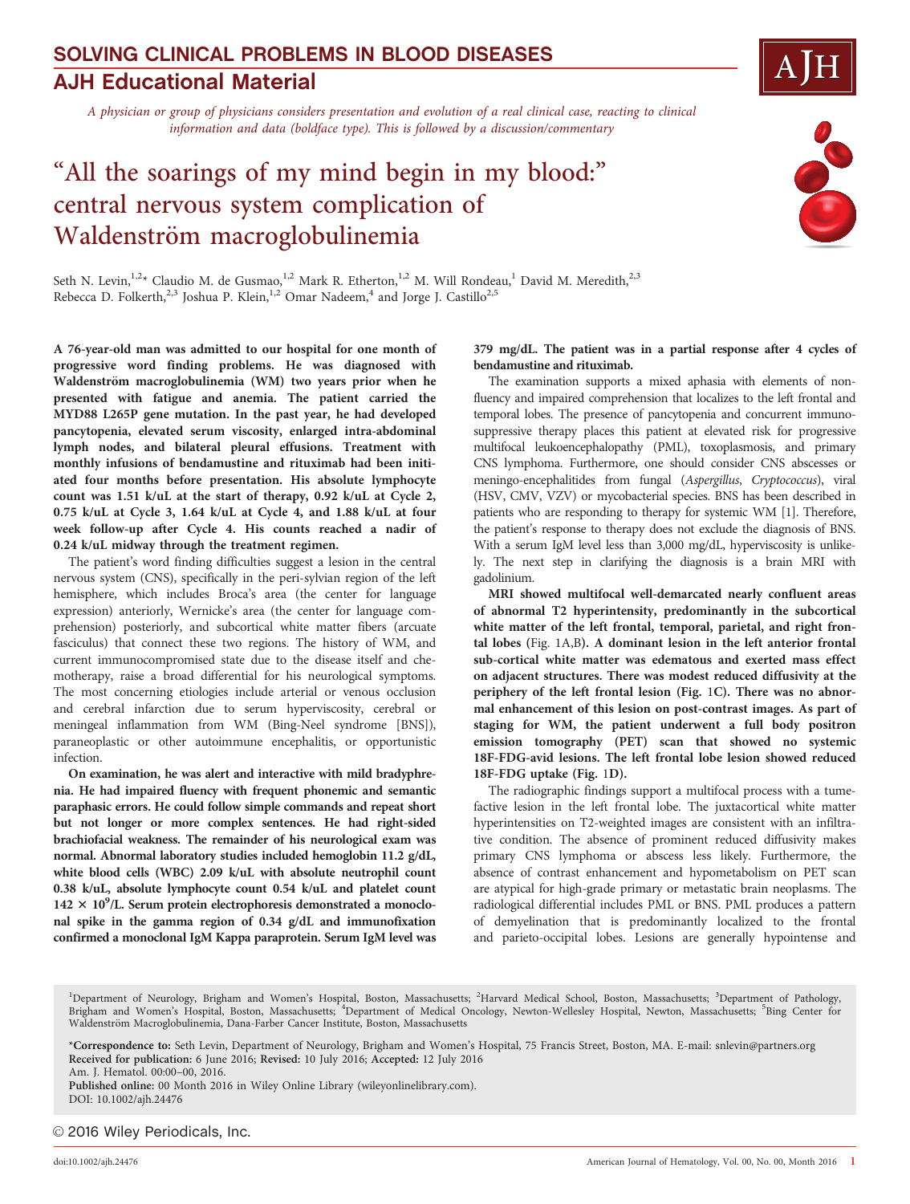## SOLVING CLINICAL PROBLEMS IN BLOOD DISEASES

## AJH Educational Material

*A physician or group of physicians considers presentation and evolution of a real clinical case, reacting to clinical information and data (boldface type). This is followed by a discussion/commentary*

# "All the soarings of my mind begin in my blood:" central nervous system complication of Waldenström macroglobulinemia

Seth N. Levin,[1,2]* Claudio M. de Gusmao,[1,2] Mark R. Etherton,[1,2] M. Will Rondeau,[1] David M. Meredith,[2,3] Rebecca D. Folkerth,[2,3] Joshua P. Klein,[1,2] Omar Nadeem,[4] and Jorge J. Castillo[2,5]

**A 76-year-old man was admitted to our hospital for one month of progressive word finding problems. He was diagnosed with Waldenström macroglobulinemia (WM) two years prior when he presented with fatigue and anemia. The patient carried the MYD88 L265P gene mutation. In the past year, he had developed pancytopenia, elevated serum viscosity, enlarged intra-abdominal lymph nodes, and bilateral pleural effusions. Treatment with monthly infusions of bendamustine and rituximab had been initiated four months before presentation. His absolute lymphocyte count was 1.51 k/uL at the start of therapy, 0.92 k/uL at Cycle 2, 0.75 k/uL at Cycle 3, 1.64 k/uL at Cycle 4, and 1.88 k/uL at four week follow-up after Cycle 4. His counts reached a nadir of 0.24 k/uL midway through the treatment regimen.**

The patient's word finding difficulties suggest a lesion in the central nervous system (CNS), specifically in the peri-sylvian region of the left hemisphere, which includes Broca's area (the center for language expression) anteriorly, Wernicke's area (the center for language comprehension) posteriorly, and subcortical white matter fibers (arcuate fasciculus) that connect these two regions. The history of WM, and current immunocompromised state due to the disease itself and chemotherapy, raise a broad differential for his neurological symptoms. The most concerning etiologies include arterial or venous occlusion and cerebral infarction due to serum hyperviscosity, cerebral or meningeal inflammation from WM (Bing-Neel syndrome [BNS]), paraneoplastic or other autoimmune encephalitis, or opportunistic infection.

**On examination, he was alert and interactive with mild bradyphrenia. He had impaired fluency with frequent phonemic and semantic paraphasic errors. He could follow simple commands and repeat short but not longer or more complex sentences. He had right-sided brachiofacial weakness. The remainder of his neurological exam was normal. Abnormal laboratory studies included hemoglobin 11.2 g/dL, white blood cells (WBC) 2.09 k/uL with absolute neutrophil count 0.38 k/uL, absolute lymphocyte count 0.54 k/uL and platelet count $142 \times 10^9$/L. Serum protein electrophoresis demonstrated a monoclonal spike in the gamma region of 0.34 g/dL and immunofixation confirmed a monoclonal IgM Kappa paraprotein. Serum IgM level was 379 mg/dL. The patient was in a partial response after 4 cycles of bendamustine and rituximab.**

The examination supports a mixed aphasia with elements of non-fluency and impaired comprehension that localizes to the left frontal and temporal lobes. The presence of pancytopenia and concurrent immunosuppressive therapy places this patient at elevated risk for progressive multifocal leukoencephalopathy (PML), toxoplasmosis, and primary CNS lymphoma. Furthermore, one should consider CNS abscesses or meningo-encephalitides from fungal (*Aspergillus*, *Cryptococcus*), viral (HSV, CMV, VZV) or mycobacterial species. BNS has been described in patients who are responding to therapy for systemic WM [1]. Therefore, the patient's response to therapy does not exclude the diagnosis of BNS. With a serum IgM level less than 3,000 mg/dL, hyperviscosity is unlikely. The next step in clarifying the diagnosis is a brain MRI with gadolinium.

**MRI showed multifocal well-demarcated nearly confluent areas of abnormal T2 hyperintensity, predominantly in the subcortical white matter of the left frontal, temporal, parietal, and right frontal lobes (Fig. 1A,B). A dominant lesion in the left anterior frontal sub-cortical white matter was edematous and exerted mass effect on adjacent structures. There was modest reduced diffusivity at the periphery of the left frontal lesion (Fig. 1C). There was no abnormal enhancement of this lesion on post-contrast images. As part of staging for WM, the patient underwent a full body positron emission tomography (PET) scan that showed no systemic 18F-FDG-avid lesions. The left frontal lobe lesion showed reduced 18F-FDG uptake (Fig. 1D).**

The radiographic findings support a multifocal process with a tumefactive lesion in the left frontal lobe. The juxtacortical white matter hyperintensities on T2-weighted images are consistent with an infiltrative condition. The absence of prominent reduced diffusivity makes primary CNS lymphoma or abscess less likely. Furthermore, the absence of contrast enhancement and hypometabolism on PET scan are atypical for high-grade primary or metastatic brain neoplasms. The radiological differential includes PML or BNS. PML produces a pattern of demyelination that is predominantly localized to the frontal and parieto-occipital lobes. Lesions are generally hypointense and

---

[1]Department of Neurology, Brigham and Women's Hospital, Boston, Massachusetts; [2]Harvard Medical School, Boston, Massachusetts; [3]Department of Pathology, Brigham and Women's Hospital, Boston, Massachusetts; [4]Department of Medical Oncology, Newton-Wellesley Hospital, Newton, Massachusetts; [5]Bing Center for Waldenström Macroglobulinemia, Dana-Farber Cancer Institute, Boston, Massachusetts

*Correspondence to: Seth Levin, Department of Neurology, Brigham and Women's Hospital, 75 Francis Street, Boston, MA. E-mail: snlevin@partners.org
**Received for publication:** 6 June 2016; **Revised:** 10 July 2016; **Accepted:** 12 July 2016
Am. J. Hematol. 00:00–00, 2016.
**Published online:** 00 Month 2016 in Wiley Online Library (wileyonlinelibrary.com).
DOI: 10.1002/ajh.24476

© 2016 Wiley Periodicals, Inc.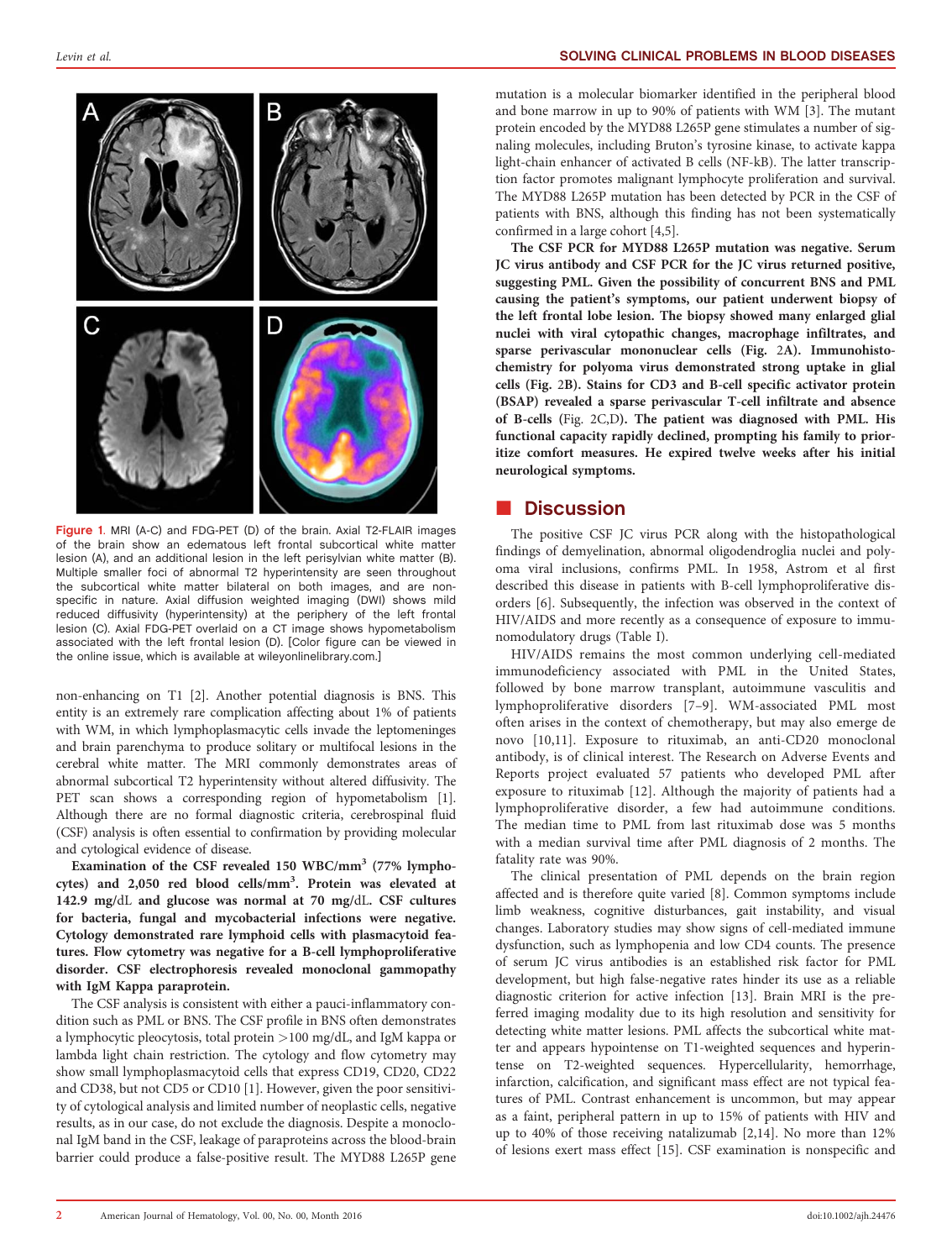Figure 1. MRI (A-C) and FDG-PET (D) of the brain. Axial T2-FLAIR images of the brain show an edematous left frontal subcortical white matter lesion (A), and an additional lesion in the left perisylvian white matter (B). Multiple smaller foci of abnormal T2 hyperintensity are seen throughout the subcortical white matter bilateral on both images, and are non-specific in nature. Axial diffusion weighted imaging (DWI) shows mild reduced diffusivity (hyperintensity) at the periphery of the left frontal lesion (C). Axial FDG-PET overlaid on a CT image shows hypometabolism associated with the left frontal lesion (D). [Color figure can be viewed in the online issue, which is available at wileyonlinelibrary.com.]

non-enhancing on T1 [2]. Another potential diagnosis is BNS. This entity is an extremely rare complication affecting about 1% of patients with WM, in which lymphoplasmacytic cells invade the leptomeninges and brain parenchyma to produce solitary or multifocal lesions in the cerebral white matter. The MRI commonly demonstrates areas of abnormal subcortical T2 hyperintensity without altered diffusivity. The PET scan shows a corresponding region of hypometabolism [1]. Although there are no formal diagnostic criteria, cerebrospinal fluid (CSF) analysis is often essential to confirmation by providing molecular and cytological evidence of disease.

**Examination of the CSF revealed 150 WBC/mm$^3$ (77% lymphocytes) and 2,050 red blood cells/mm$^3$. Protein was elevated at 142.9 mg/dL and glucose was normal at 70 mg/dL. CSF cultures for bacteria, fungal and mycobacterial infections were negative. Cytology demonstrated rare lymphoid cells with plasmacytoid features. Flow cytometry was negative for a B-cell lymphoproliferative disorder. CSF electrophoresis revealed monoclonal gammopathy with IgM Kappa paraprotein.**

The CSF analysis is consistent with either a pauci-inflammatory condition such as PML or BNS. The CSF profile in BNS often demonstrates a lymphocytic pleocytosis, total protein >100 mg/dL, and IgM kappa or lambda light chain restriction. The cytology and flow cytometry may show small lymphoplasmacytoid cells that express CD19, CD20, CD22 and CD38, but not CD5 or CD10 [1]. However, given the poor sensitivity of cytological analysis and limited number of neoplastic cells, negative results, as in our case, do not exclude the diagnosis. Despite a monoclonal IgM band in the CSF, leakage of paraproteins across the blood-brain barrier could produce a false-positive result. The MYD88 L265P gene mutation is a molecular biomarker identified in the peripheral blood and bone marrow in up to 90% of patients with WM [3]. The mutant protein encoded by the MYD88 L265P gene stimulates a number of signaling molecules, including Bruton's tyrosine kinase, to activate kappa light-chain enhancer of activated B cells (NF-kB). The latter transcription factor promotes malignant lymphocyte proliferation and survival. The MYD88 L265P mutation has been detected by PCR in the CSF of patients with BNS, although this finding has not been systematically confirmed in a large cohort [4,5].

**The CSF PCR for MYD88 L265P mutation was negative. Serum JC virus antibody and CSF PCR for the JC virus returned positive, suggesting PML. Given the possibility of concurrent BNS and PML causing the patient's symptoms, our patient underwent biopsy of the left frontal lobe lesion. The biopsy showed many enlarged glial nuclei with viral cytopathic changes, macrophage infiltrates, and sparse perivascular mononuclear cells (Fig. 2A). Immunohistochemistry for polyoma virus demonstrated strong uptake in glial cells (Fig. 2B). Stains for CD3 and B-cell specific activator protein (BSAP) revealed a sparse perivascular T-cell infiltrate and absence of B-cells (Fig. 2C,D). The patient was diagnosed with PML. His functional capacity rapidly declined, prompting his family to prioritize comfort measures. He expired twelve weeks after his initial neurological symptoms.**

## Discussion

The positive CSF JC virus PCR along with the histopathological findings of demyelination, abnormal oligodendroglia nuclei and polyoma viral inclusions, confirms PML. In 1958, Astrom et al first described this disease in patients with B-cell lymphoproliferative disorders [6]. Subsequently, the infection was observed in the context of HIV/AIDS and more recently as a consequence of exposure to immunomodulatory drugs (Table I).

HIV/AIDS remains the most common underlying cell-mediated immunodeficiency associated with PML in the United States, followed by bone marrow transplant, autoimmune vasculitis and lymphoproliferative disorders [7–9]. WM-associated PML most often arises in the context of chemotherapy, but may also emerge de novo [10,11]. Exposure to rituximab, an anti-CD20 monoclonal antibody, is of clinical interest. The Research on Adverse Events and Reports project evaluated 57 patients who developed PML after exposure to rituximab [12]. Although the majority of patients had a lymphoproliferative disorder, a few had autoimmune conditions. The median time to PML from last rituximab dose was 5 months with a median survival time after PML diagnosis of 2 months. The fatality rate was 90%.

The clinical presentation of PML depends on the brain region affected and is therefore quite varied [8]. Common symptoms include limb weakness, cognitive disturbances, gait instability, and visual changes. Laboratory studies may show signs of cell-mediated immune dysfunction, such as lymphopenia and low CD4 counts. The presence of serum JC virus antibodies is an established risk factor for PML development, but high false-negative rates hinder its use as a reliable diagnostic criterion for active infection [13]. Brain MRI is the preferred imaging modality due to its high resolution and sensitivity for detecting white matter lesions. PML affects the subcortical white matter and appears hypointense on T1-weighted sequences and hyperintense on T2-weighted sequences. Hypercellularity, hemorrhage, infarction, calcification, and significant mass effect are not typical features of PML. Contrast enhancement is uncommon, but may appear as a faint, peripheral pattern in up to 15% of patients with HIV and up to 40% of those receiving natalizumab [2,14]. No more than 12% of lesions exert mass effect [15]. CSF examination is nonspecific and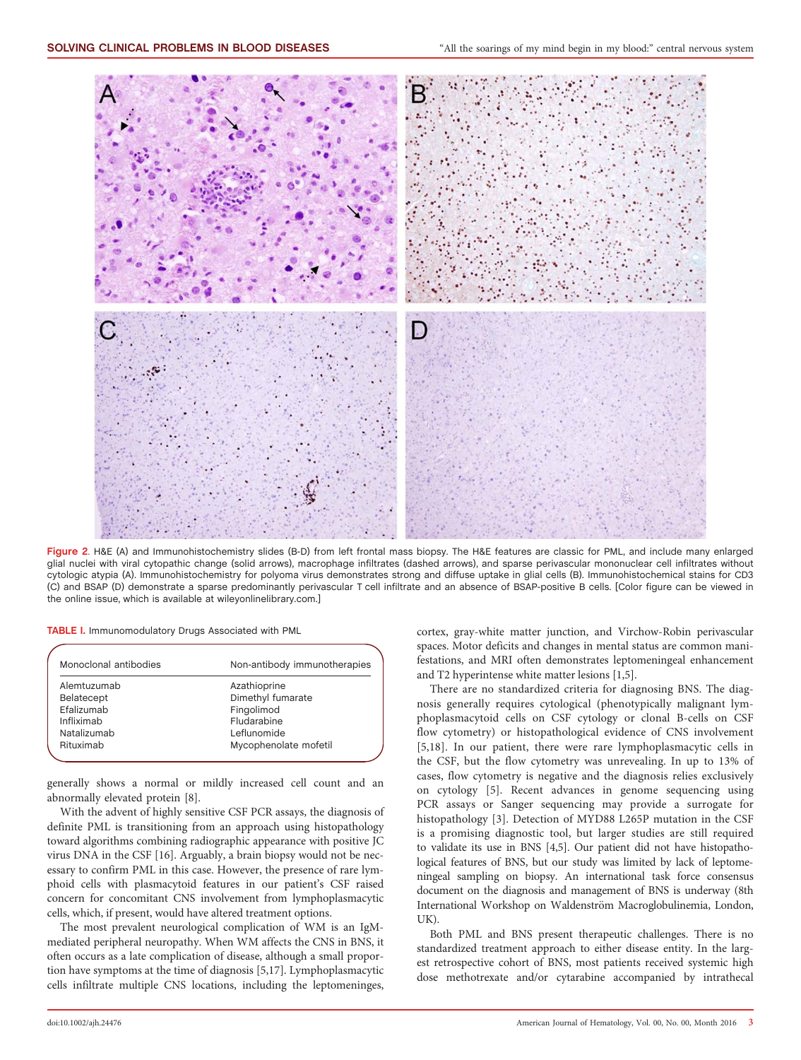Figure 2. H&E (A) and Immunohistochemistry slides (B-D) from left frontal mass biopsy. The H&E features are classic for PML, and include many enlarged glial nuclei with viral cytopathic change (solid arrows), macrophage infiltrates (dashed arrows), and sparse perivascular mononuclear cell infiltrates without cytologic atypia (A). Immunohistochemistry for polyoma virus demonstrates strong and diffuse uptake in glial cells (B). Immunohistochemical stains for CD3 (C) and BSAP (D) demonstrate a sparse predominantly perivascular T cell infiltrate and an absence of BSAP-positive B cells. [Color figure can be viewed in the online issue, which is available at wileyonlinelibrary.com.]

TABLE I. Immunomodulatory Drugs Associated with PML

| Monoclonal antibodies | Non-antibody immunotherapies |
|---|---|
| Alemtuzumab | Azathioprine |
| Belatecept | Dimethyl fumarate |
| Efalizumab | Fingolimod |
| Infliximab | Fludarabine |
| Natalizumab | Leflunomide |
| Rituximab | Mycophenolate mofetil |

generally shows a normal or mildly increased cell count and an abnormally elevated protein [8].

With the advent of highly sensitive CSF PCR assays, the diagnosis of definite PML is transitioning from an approach using histopathology toward algorithms combining radiographic appearance with positive JC virus DNA in the CSF [16]. Arguably, a brain biopsy would not be necessary to confirm PML in this case. However, the presence of rare lymphoid cells with plasmacytoid features in our patient's CSF raised concern for concomitant CNS involvement from lymphoplasmacytic cells, which, if present, would have altered treatment options.

The most prevalent neurological complication of WM is an IgM-mediated peripheral neuropathy. When WM affects the CNS in BNS, it often occurs as a late complication of disease, although a small proportion have symptoms at the time of diagnosis [5,17]. Lymphoplasmacytic cells infiltrate multiple CNS locations, including the leptomeninges, cortex, gray-white matter junction, and Virchow-Robin perivascular spaces. Motor deficits and changes in mental status are common manifestations, and MRI often demonstrates leptomeningeal enhancement and T2 hyperintense white matter lesions [1,5].

There are no standardized criteria for diagnosing BNS. The diagnosis generally requires cytological (phenotypically malignant lymphoplasmacytoid cells on CSF cytology or clonal B-cells on CSF flow cytometry) or histopathological evidence of CNS involvement [5,18]. In our patient, there were rare lymphoplasmacytic cells in the CSF, but the flow cytometry was unrevealing. In up to 13% of cases, flow cytometry is negative and the diagnosis relies exclusively on cytology [5]. Recent advances in genome sequencing using PCR assays or Sanger sequencing may provide a surrogate for histopathology [3]. Detection of MYD88 L265P mutation in the CSF is a promising diagnostic tool, but larger studies are still required to validate its use in BNS [4,5]. Our patient did not have histopathological features of BNS, but our study was limited by lack of leptomeningeal sampling on biopsy. An international task force consensus document on the diagnosis and management of BNS is underway (8th International Workshop on Waldenström Macroglobulinemia, London, UK).

Both PML and BNS present therapeutic challenges. There is no standardized treatment approach to either disease entity. In the largest retrospective cohort of BNS, most patients received systemic high dose methotrexate and/or cytarabine accompanied by intrathecal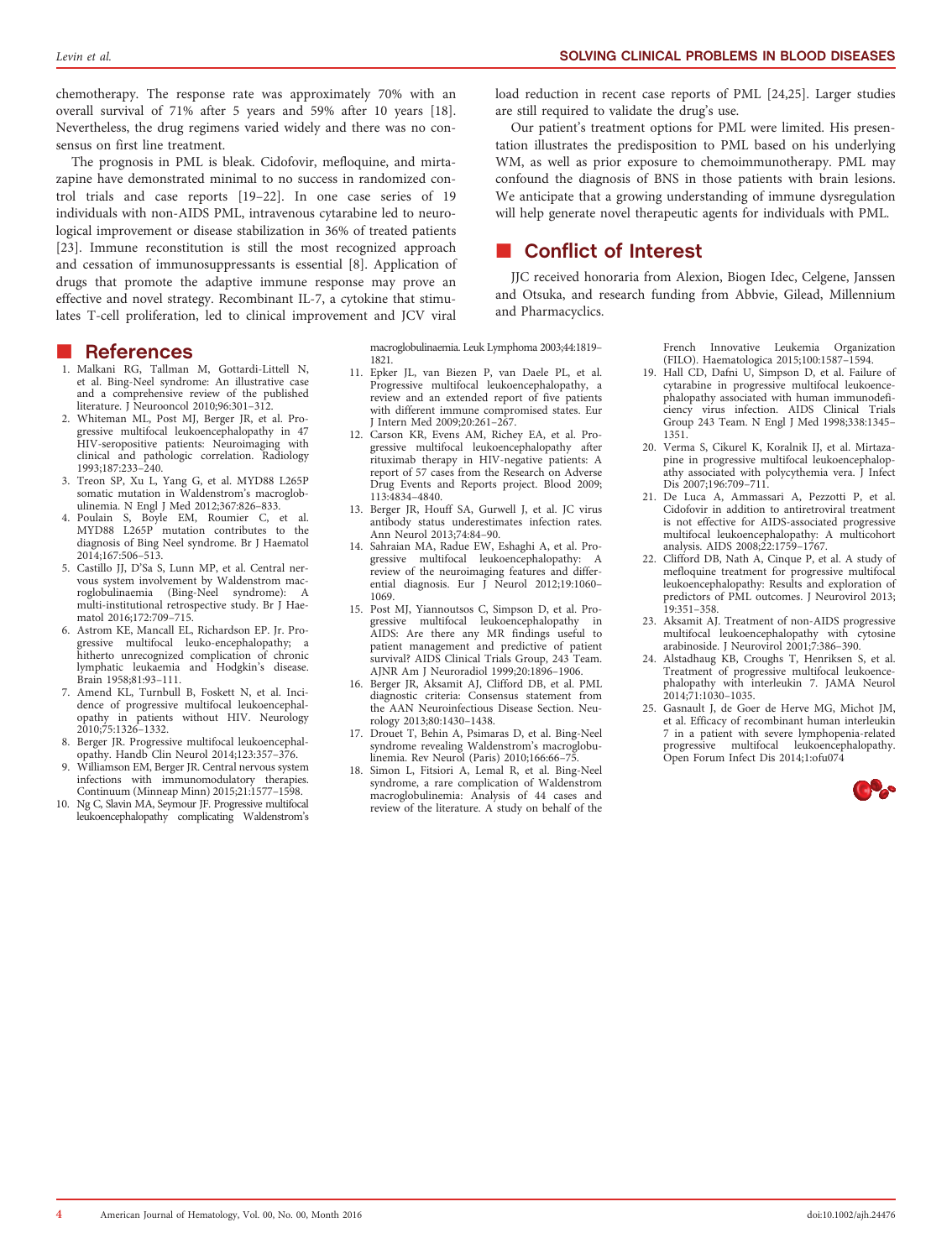chemotherapy. The response rate was approximately 70% with an overall survival of 71% after 5 years and 59% after 10 years [18]. Nevertheless, the drug regimens varied widely and there was no consensus on first line treatment.

The prognosis in PML is bleak. Cidofovir, mefloquine, and mirtazapine have demonstrated minimal to no success in randomized control trials and case reports [19–22]. In one case series of 19 individuals with non-AIDS PML, intravenous cytarabine led to neurological improvement or disease stabilization in 36% of treated patients [23]. Immune reconstitution is still the most recognized approach and cessation of immunosuppressants is essential [8]. Application of drugs that promote the adaptive immune response may prove an effective and novel strategy. Recombinant IL-7, a cytokine that stimulates T-cell proliferation, led to clinical improvement and JCV viral load reduction in recent case reports of PML [24,25]. Larger studies are still required to validate the drug's use.

Our patient's treatment options for PML were limited. His presentation illustrates the predisposition to PML based on his underlying WM, as well as prior exposure to chemoimmunotherapy. PML may confound the diagnosis of BNS in those patients with brain lesions. We anticipate that a growing understanding of immune dysregulation will help generate novel therapeutic agents for individuals with PML.

## Conflict of Interest

JJC received honoraria from Alexion, Biogen Idec, Celgene, Janssen and Otsuka, and research funding from Abbvie, Gilead, Millennium and Pharmacyclics.

## References

1. Malkani RG, Tallman M, Gottardi-Littell N, et al. Bing-Neel syndrome: An illustrative case and a comprehensive review of the published literature. J Neurooncol 2010;96:301–312.
2. Whiteman ML, Post MJ, Berger JR, et al. Progressive multifocal leukoencephalopathy in 47 HIV-seropositive patients: Neuroimaging with clinical and pathologic correlation. Radiology 1993;187:233–240.
3. Treon SP, Xu L, Yang G, et al. MYD88 L265P somatic mutation in Waldenstrom's macroglobulinemia. N Engl J Med 2012;367:826–833.
4. Poulain S, Boyle EM, Roumier C, et al. MYD88 L265P mutation contributes to the diagnosis of Bing Neel syndrome. Br J Haematol 2014;167:506–513.
5. Castillo JJ, D'Sa S, Lunn MP, et al. Central nervous system involvement by Waldenstrom macroglobulinaemia (Bing-Neel syndrome): A multi-institutional retrospective study. Br J Haematol 2016;172:709–715.
6. Astrom KE, Mancall EL, Richardson EP. Jr. Progressive multifocal leuko-encephalopathy; a hitherto unrecognized complication of chronic lymphatic leukaemia and Hodgkin's disease. Brain 1958;81:93–111.
7. Amend KL, Turnbull B, Foskett N, et al. Incidence of progressive multifocal leukoencephalopathy in patients without HIV. Neurology 2010;75:1326–1332.
8. Berger JR. Progressive multifocal leukoencephalopathy. Handb Clin Neurol 2014;123:357–376.
9. Williamson EM, Berger JR. Central nervous system infections with immunomodulatory therapies. Continuum (Minneap Minn) 2015;21:1577–1598.
10. Ng C, Slavin MA, Seymour JF. Progressive multifocal leukoencephalopathy complicating Waldenstrom's macroglobulinaemia. Leuk Lymphoma 2003;44:1819–1821.
11. Epker JL, van Biezen P, van Daele PL, et al. Progressive multifocal leukoencephalopathy, a review and an extended report of five patients with different immune compromised states. Eur J Intern Med 2009;20:261–267.
12. Carson KR, Evens AM, Richey EA, et al. Progressive multifocal leukoencephalopathy after rituximab therapy in HIV-negative patients: A report of 57 cases from the Research on Adverse Drug Events and Reports project. Blood 2009;113:4834–4840.
13. Berger JR, Houff SA, Gurwell J, et al. JC virus antibody status underestimates infection rates. Ann Neurol 2013;74:84–90.
14. Sahraian MA, Radue EW, Eshaghi A, et al. Progressive multifocal leukoencephalopathy: A review of the neuroimaging features and differential diagnosis. Eur J Neurol 2012;19:1060–1069.
15. Post MJ, Yiannoutsos C, Simpson D, et al. Progressive multifocal leukoencephalopathy in AIDS: Are there any MR findings useful to patient management and predictive of patient survival? AIDS Clinical Trials Group, 243 Team. AJNR Am J Neuroradiol 1999;20:1896–1906.
16. Berger JR, Aksamit AJ, Clifford DB, et al. PML diagnostic criteria: Consensus statement from the AAN Neuroinfectious Disease Section. Neurology 2013;80:1430–1438.
17. Drouet T, Behin A, Psimaras D, et al. Bing-Neel syndrome revealing Waldenstrom's macroglobulinemia. Rev Neurol (Paris) 2010;166:66–75.
18. Simon L, Fitsiori A, Lemal R, et al. Bing-Neel syndrome, a rare complication of Waldenstrom macroglobulinemia: Analysis of 44 cases and review of the literature. A study on behalf of the French Innovative Leukemia Organization (FILO). Haematologica 2015;100:1587–1594.
19. Hall CD, Dafni U, Simpson D, et al. Failure of cytarabine in progressive multifocal leukoencephalopathy associated with human immunodeficiency virus infection. AIDS Clinical Trials Group 243 Team. N Engl J Med 1998;338:1345–1351.
20. Verma S, Cikurel K, Koralnik IJ, et al. Mirtazapine in progressive multifocal leukoencephalopathy associated with polycythemia vera. J Infect Dis 2007;196:709–711.
21. De Luca A, Ammassari A, Pezzotti P, et al. Cidofovir in addition to antiretroviral treatment is not effective for AIDS-associated progressive multifocal leukoencephalopathy: A multicohort analysis. AIDS 2008;22:1759–1767.
22. Clifford DB, Nath A, Cinque P, et al. A study of mefloquine treatment for progressive multifocal leukoencephalopathy: Results and exploration of predictors of PML outcomes. J Neurovirol 2013;19:351–358.
23. Aksamit AJ. Treatment of non-AIDS progressive multifocal leukoencephalopathy with cytosine arabinoside. J Neurovirol 2001;7:386–390.
24. Alstadhaug KB, Croughs T, Henriksen S, et al. Treatment of progressive multifocal leukoencephalopathy with interleukin 7. JAMA Neurol 2014;71:1030–1035.
25. Gasnault J, de Goer de Herve MG, Michot JM, et al. Efficacy of recombinant human interleukin 7 in a patient with severe lymphopenia-related progressive multifocal leukoencephalopathy. Open Forum Infect Dis 2014;1:ofu074